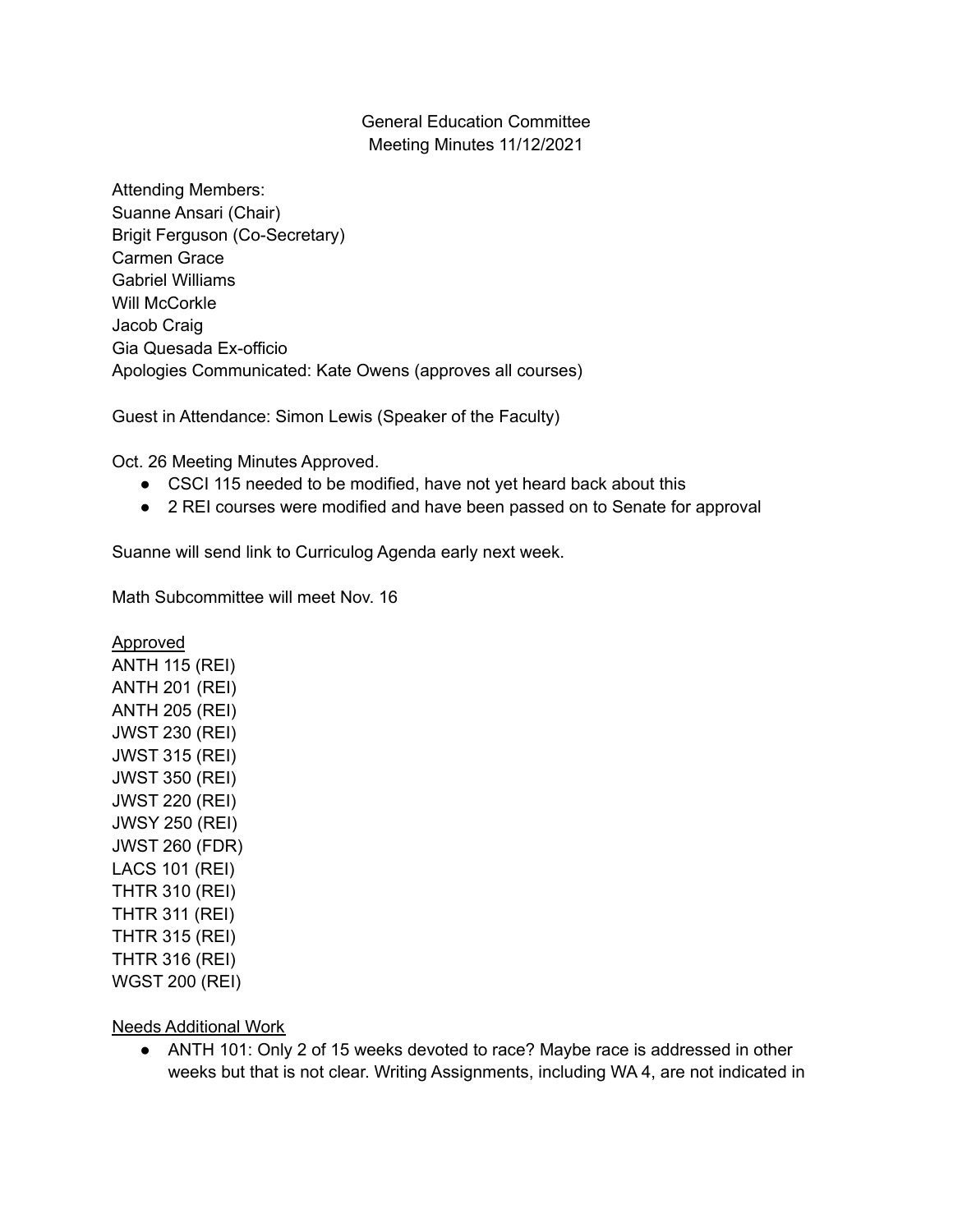General Education Committee
Meeting Minutes 11/12/2021

Attending Members:
Suanne Ansari (Chair)
Brigit Ferguson (Co-Secretary)
Carmen Grace
Gabriel Williams
Will McCorkle
Jacob Craig
Gia Quesada Ex-officio
Apologies Communicated: Kate Owens (approves all courses)

Guest in Attendance: Simon Lewis (Speaker of the Faculty)

Oct. 26 Meeting Minutes Approved.

- CSCI 115 needed to be modified, have not yet heard back about this
- 2 REI courses were modified and have been passed on to Senate for approval

Suanne will send link to Curriculog Agenda early next week.

Math Subcommittee will meet Nov. 16

<u>Approved</u>
ANTH 115 (REI)
ANTH 201 (REI)
ANTH 205 (REI)
JWST 230 (REI)
JWST 315 (REI)
JWST 350 (REI)
JWST 220 (REI)
JWSY 250 (REI)
JWST 260 (FDR)
LACS 101 (REI)
THTR 310 (REI)
THTR 311 (REI)
THTR 315 (REI)
THTR 316 (REI)
WGST 200 (REI)

<u>Needs Additional Work</u>

- ANTH 101: Only 2 of 15 weeks devoted to race? Maybe race is addressed in other weeks but that is not clear. Writing Assignments, including WA 4, are not indicated in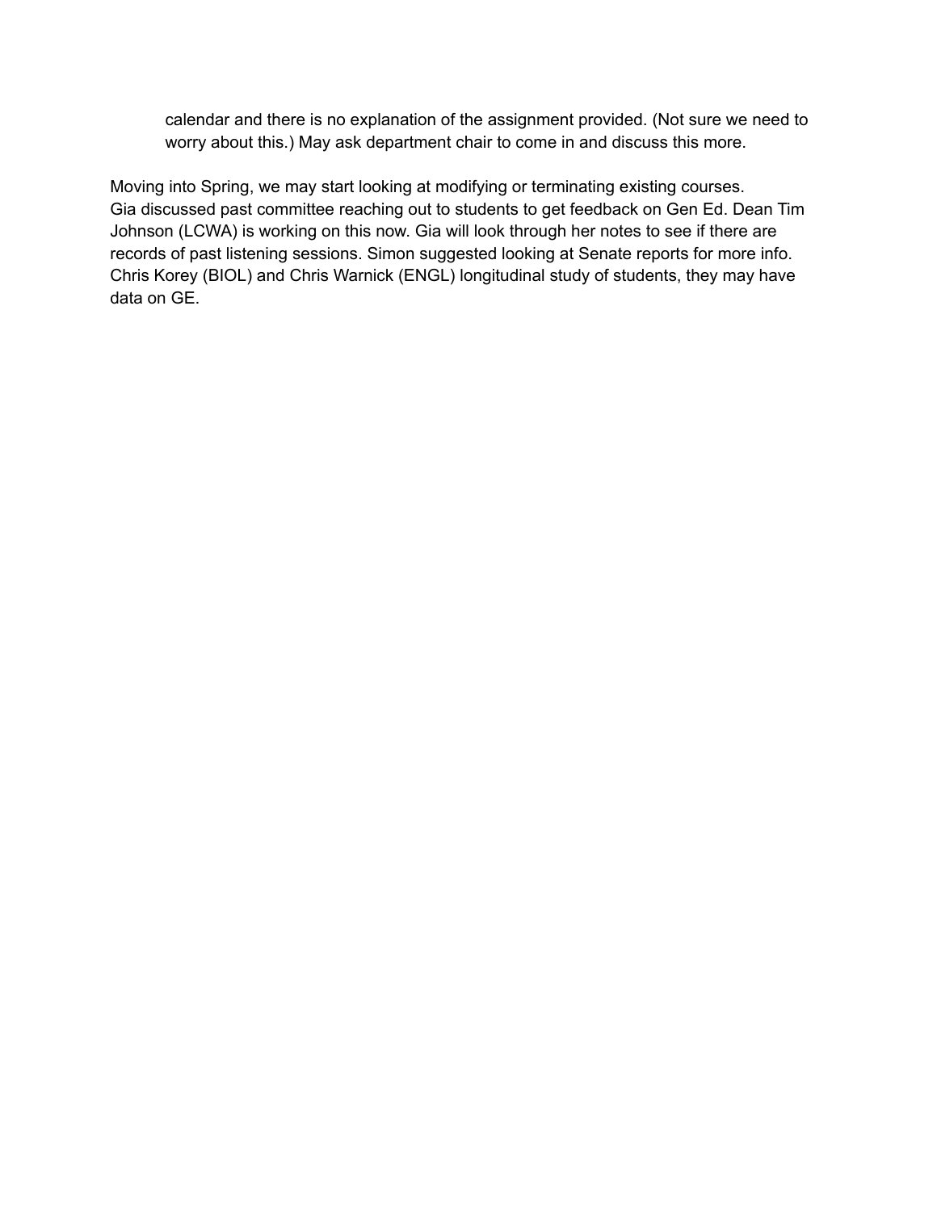calendar and there is no explanation of the assignment provided. (Not sure we need to worry about this.) May ask department chair to come in and discuss this more.

Moving into Spring, we may start looking at modifying or terminating existing courses.
Gia discussed past committee reaching out to students to get feedback on Gen Ed. Dean Tim Johnson (LCWA) is working on this now. Gia will look through her notes to see if there are records of past listening sessions. Simon suggested looking at Senate reports for more info. Chris Korey (BIOL) and Chris Warnick (ENGL) longitudinal study of students, they may have data on GE.